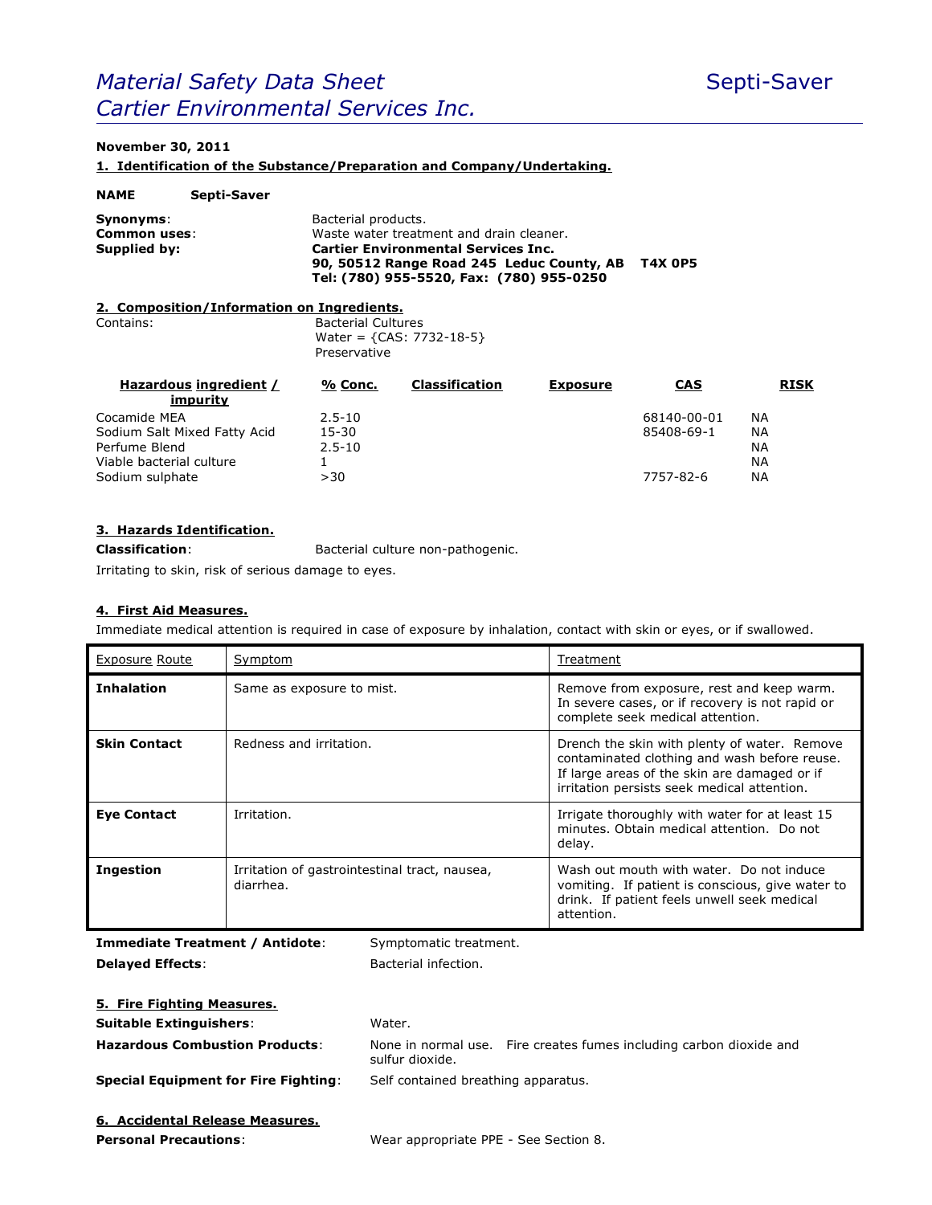# *Material Safety Data Sheet* — Septi-Saver
## *Cartier Environmental Services Inc.*

**November 30, 2011**

## 1. Identification of the Substance/Preparation and Company/Undertaking.

**NAME** **Septi-Saver**

| | |
|---|---|
| **Synonyms**: | Bacterial products. |
| **Common uses**: | Waste water treatment and drain cleaner. |
| **Supplied by:** | **Cartier Environmental Services Inc.**<br>**90, 50512 Range Road 245 Leduc County, AB T4X 0P5**<br>**Tel: (780) 955-5520, Fax: (780) 955-0250** |

## 2. Composition/Information on Ingredients.

Contains: Bacterial Cultures
Water = {CAS: 7732-18-5}
Preservative

| Hazardous ingredient / impurity | % Conc. | Classification | Exposure | CAS | RISK |
|---|---|---|---|---|---|
| Cocamide MEA | 2.5-10 | | | 68140-00-01 | NA |
| Sodium Salt Mixed Fatty Acid | 15-30 | | | 85408-69-1 | NA |
| Perfume Blend | 2.5-10 | | | | NA |
| Viable bacterial culture | 1 | | | | NA |
| Sodium sulphate | >30 | | | 7757-82-6 | NA |

## 3. Hazards Identification.

**Classification**: Bacterial culture non-pathogenic.

Irritating to skin, risk of serious damage to eyes.

## 4. First Aid Measures.

Immediate medical attention is required in case of exposure by inhalation, contact with skin or eyes, or if swallowed.

| Exposure Route | Symptom | Treatment |
|---|---|---|
| **Inhalation** | Same as exposure to mist. | Remove from exposure, rest and keep warm. In severe cases, or if recovery is not rapid or complete seek medical attention. |
| **Skin Contact** | Redness and irritation. | Drench the skin with plenty of water. Remove contaminated clothing and wash before reuse. If large areas of the skin are damaged or if irritation persists seek medical attention. |
| **Eye Contact** | Irritation. | Irrigate thoroughly with water for at least 15 minutes. Obtain medical attention. Do not delay. |
| **Ingestion** | Irritation of gastrointestinal tract, nausea, diarrhea. | Wash out mouth with water. Do not induce vomiting. If patient is conscious, give water to drink. If patient feels unwell seek medical attention. |

**Immediate Treatment / Antidote**: Symptomatic treatment.

**Delayed Effects**: Bacterial infection.

## 5. Fire Fighting Measures.

**Suitable Extinguishers**: Water.

**Hazardous Combustion Products**: None in normal use. Fire creates fumes including carbon dioxide and sulfur dioxide.

**Special Equipment for Fire Fighting**: Self contained breathing apparatus.

## 6. Accidental Release Measures.

**Personal Precautions**: Wear appropriate PPE - See Section 8.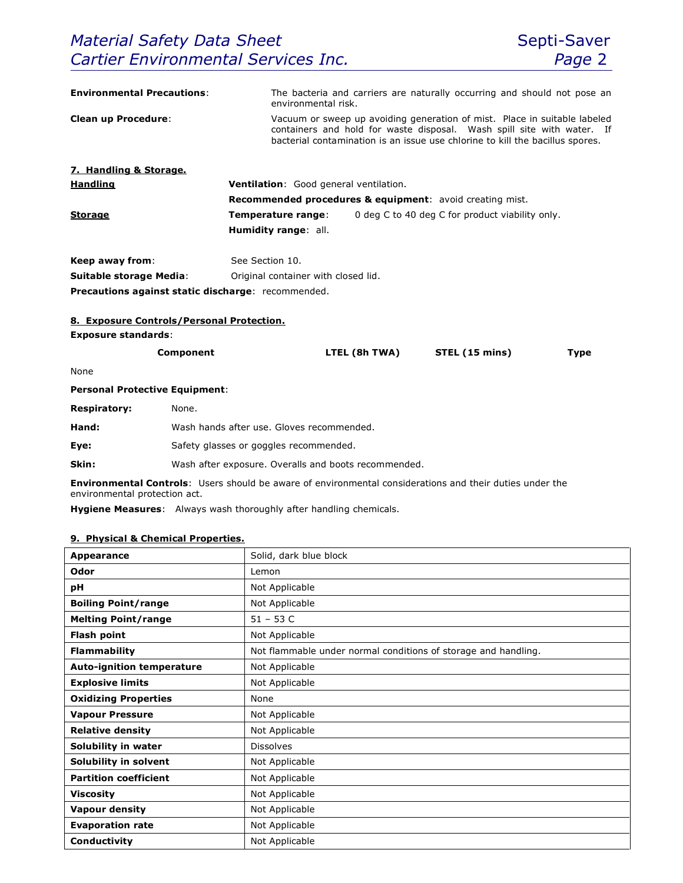**Environmental Precautions**: The bacteria and carriers are naturally occurring and should not pose an environmental risk.

**Clean up Procedure**: Vacuum or sweep up avoiding generation of mist. Place in suitable labeled containers and hold for waste disposal. Wash spill site with water. If bacterial contamination is an issue use chlorine to kill the bacillus spores.

## 7. Handling & Storage.

**Handling**

**Ventilation**: Good general ventilation.

**Recommended procedures & equipment**: avoid creating mist.

**Storage**

**Temperature range**: 0 deg C to 40 deg C for product viability only.

**Humidity range**: all.

**Keep away from**: See Section 10.

**Suitable storage Media**: Original container with closed lid.

**Precautions against static discharge**: recommended.

## 8. Exposure Controls/Personal Protection.

**Exposure standards**:

| Component | LTEL (8h TWA) | STEL (15 mins) | Type |
|---|---|---|---|
| None | | | |

**Personal Protective Equipment**:

**Respiratory:** None.

**Hand:** Wash hands after use. Gloves recommended.

**Eye:** Safety glasses or goggles recommended.

**Skin:** Wash after exposure. Overalls and boots recommended.

**Environmental Controls**: Users should be aware of environmental considerations and their duties under the environmental protection act.

**Hygiene Measures**: Always wash thoroughly after handling chemicals.

## 9. Physical & Chemical Properties.

| | |
|---|---|
| **Appearance** | Solid, dark blue block |
| **Odor** | Lemon |
| **pH** | Not Applicable |
| **Boiling Point/range** | Not Applicable |
| **Melting Point/range** | 51 – 53 C |
| **Flash point** | Not Applicable |
| **Flammability** | Not flammable under normal conditions of storage and handling. |
| **Auto-ignition temperature** | Not Applicable |
| **Explosive limits** | Not Applicable |
| **Oxidizing Properties** | None |
| **Vapour Pressure** | Not Applicable |
| **Relative density** | Not Applicable |
| **Solubility in water** | Dissolves |
| **Solubility in solvent** | Not Applicable |
| **Partition coefficient** | Not Applicable |
| **Viscosity** | Not Applicable |
| **Vapour density** | Not Applicable |
| **Evaporation rate** | Not Applicable |
| **Conductivity** | Not Applicable |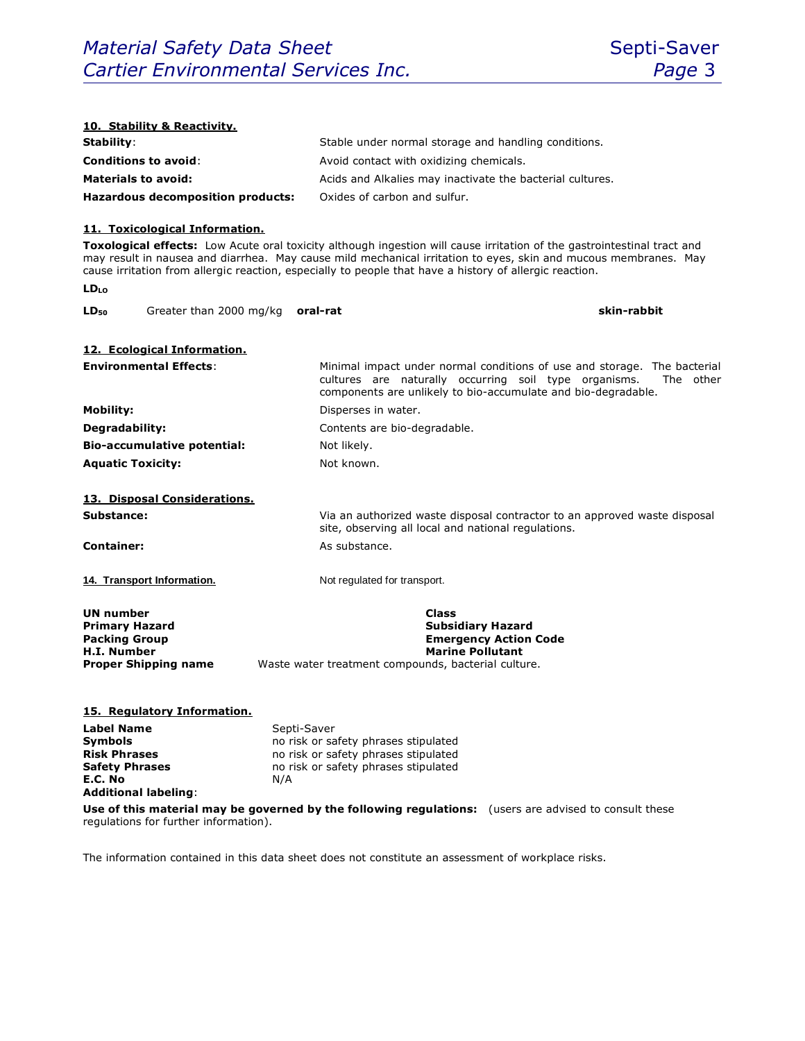## 10. Stability & Reactivity.

| | |
|---|---|
| **Stability**: | Stable under normal storage and handling conditions. |
| **Conditions to avoid**: | Avoid contact with oxidizing chemicals. |
| **Materials to avoid:** | Acids and Alkalies may inactivate the bacterial cultures. |
| **Hazardous decomposition products:** | Oxides of carbon and sulfur. |

## 11. Toxicological Information.

**Toxological effects:** Low Acute oral toxicity although ingestion will cause irritation of the gastrointestinal tract and may result in nausea and diarrhea. May cause mild mechanical irritation to eyes, skin and mucous membranes. May cause irritation from allergic reaction, especially to people that have a history of allergic reaction.

**$LD_{LO}$**

| | | | |
|---|---|---|---|
| **$LD_{50}$** | Greater than 2000 mg/kg | **oral-rat** | **skin-rabbit** |

## 12. Ecological Information.

| | |
|---|---|
| **Environmental Effects**: | Minimal impact under normal conditions of use and storage. The bacterial cultures are naturally occurring soil type organisms. The other components are unlikely to bio-accumulate and bio-degradable. |
| **Mobility:** | Disperses in water. |
| **Degradability:** | Contents are bio-degradable. |
| **Bio-accumulative potential:** | Not likely. |
| **Aquatic Toxicity:** | Not known. |

## 13. Disposal Considerations.

| | |
|---|---|
| **Substance:** | Via an authorized waste disposal contractor to an approved waste disposal site, observing all local and national regulations. |
| **Container:** | As substance. |

## 14. Transport Information.

Not regulated for transport.

| | |
|---|---|
| **UN number** | **Class** |
| **Primary Hazard** | **Subsidiary Hazard** |
| **Packing Group** | **Emergency Action Code** |
| **H.I. Number** | **Marine Pollutant** |

**Proper Shipping name** Waste water treatment compounds, bacterial culture.

## 15. Regulatory Information.

| | |
|---|---|
| **Label Name** | Septi-Saver |
| **Symbols** | no risk or safety phrases stipulated |
| **Risk Phrases** | no risk or safety phrases stipulated |
| **Safety Phrases** | no risk or safety phrases stipulated |
| **E.C. No** | N/A |
| **Additional labeling**: | |

**Use of this material may be governed by the following regulations:** (users are advised to consult these regulations for further information).

The information contained in this data sheet does not constitute an assessment of workplace risks.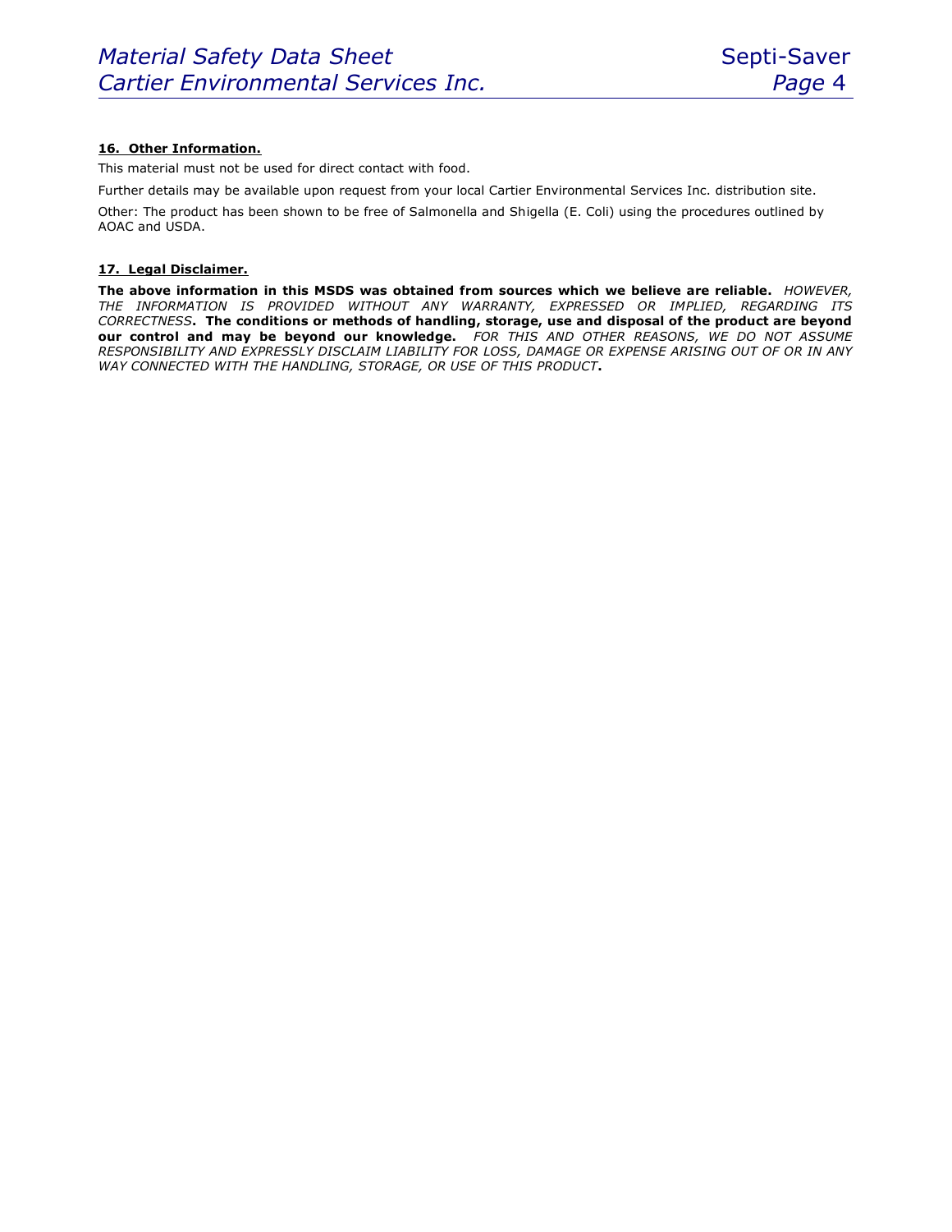**16. Other Information.**

This material must not be used for direct contact with food.

Further details may be available upon request from your local Cartier Environmental Services Inc. distribution site.

Other: The product has been shown to be free of Salmonella and Shigella (E. Coli) using the procedures outlined by AOAC and USDA.

**17. Legal Disclaimer.**

**The above information in this MSDS was obtained from sources which we believe are reliable.** *HOWEVER, THE INFORMATION IS PROVIDED WITHOUT ANY WARRANTY, EXPRESSED OR IMPLIED, REGARDING ITS CORRECTNESS*. **The conditions or methods of handling, storage, use and disposal of the product are beyond our control and may be beyond our knowledge.** *FOR THIS AND OTHER REASONS, WE DO NOT ASSUME RESPONSIBILITY AND EXPRESSLY DISCLAIM LIABILITY FOR LOSS, DAMAGE OR EXPENSE ARISING OUT OF OR IN ANY WAY CONNECTED WITH THE HANDLING, STORAGE, OR USE OF THIS PRODUCT*.